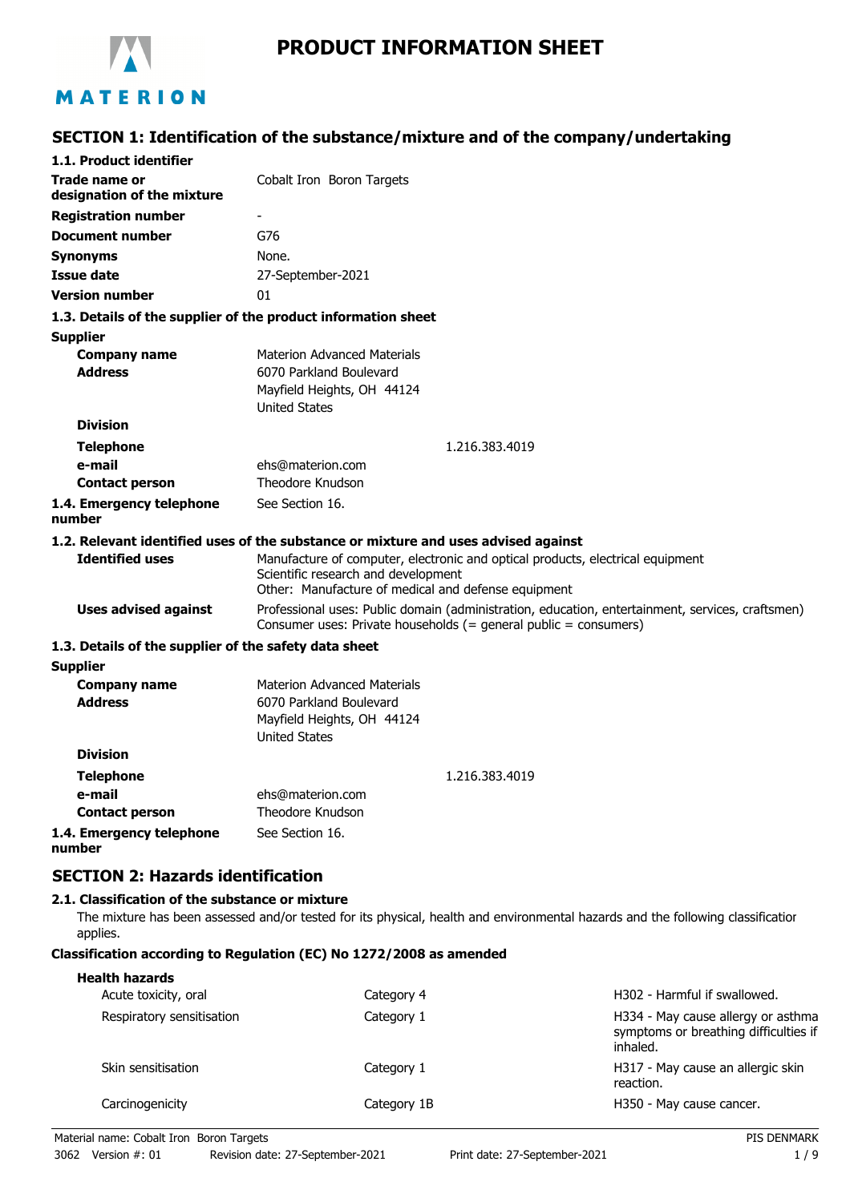# PRODUCT INFORMATION SHEET

## SECTION 1: Identification of the substance/mixture and of the company/undertaking

### 1.1. Product identifier

| | |
|---|---|
| **Trade name or designation of the mixture** | Cobalt Iron Boron Targets |
| **Registration number** | - |
| **Document number** | G76 |
| **Synonyms** | None. |
| **Issue date** | 27-September-2021 |
| **Version number** | 01 |

### 1.3. Details of the supplier of the product information sheet

**Supplier**

| | |
|---|---|
| **Company name** | Materion Advanced Materials |
| **Address** | 6070 Parkland Boulevard<br>Mayfield Heights, OH 44124<br>United States |
| **Division** | |
| **Telephone** | 1.216.383.4019 |
| **e-mail** | ehs@materion.com |
| **Contact person** | Theodore Knudson |
| **1.4. Emergency telephone number** | See Section 16. |

### 1.2. Relevant identified uses of the substance or mixture and uses advised against

| | |
|---|---|
| **Identified uses** | Manufacture of computer, electronic and optical products, electrical equipment<br>Scientific research and development<br>Other: Manufacture of medical and defense equipment |
| **Uses advised against** | Professional uses: Public domain (administration, education, entertainment, services, craftsmen)<br>Consumer uses: Private households (= general public = consumers) |

### 1.3. Details of the supplier of the safety data sheet

**Supplier**

| | |
|---|---|
| **Company name** | Materion Advanced Materials |
| **Address** | 6070 Parkland Boulevard<br>Mayfield Heights, OH 44124<br>United States |
| **Division** | |
| **Telephone** | 1.216.383.4019 |
| **e-mail** | ehs@materion.com |
| **Contact person** | Theodore Knudson |
| **1.4. Emergency telephone number** | See Section 16. |

## SECTION 2: Hazards identification

### 2.1. Classification of the substance or mixture

The mixture has been assessed and/or tested for its physical, health and environmental hazards and the following classification applies.

**Classification according to Regulation (EC) No 1272/2008 as amended**

**Health hazards**

| | | |
|---|---|---|
| Acute toxicity, oral | Category 4 | H302 - Harmful if swallowed. |
| Respiratory sensitisation | Category 1 | H334 - May cause allergy or asthma symptoms or breathing difficulties if inhaled. |
| Skin sensitisation | Category 1 | H317 - May cause an allergic skin reaction. |
| Carcinogenicity | Category 1B | H350 - May cause cancer. |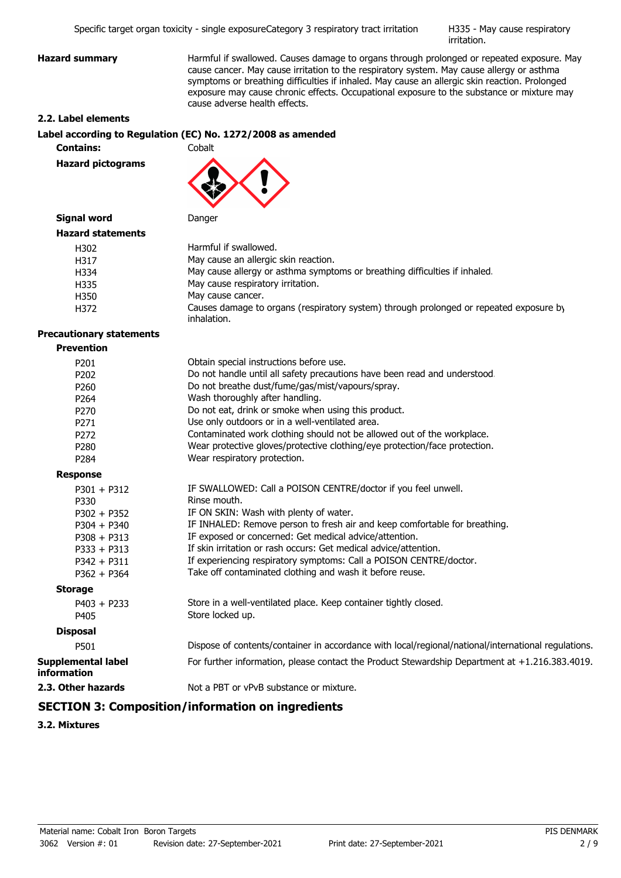| | | |
|---|---|---|
| Specific target organ toxicity - single exposure | Category 3 respiratory tract irritation | H335 - May cause respiratory irritation. |

**Hazard summary**

Harmful if swallowed. Causes damage to organs through prolonged or repeated exposure. May cause cancer. May cause irritation to the respiratory system. May cause allergy or asthma symptoms or breathing difficulties if inhaled. May cause an allergic skin reaction. Prolonged exposure may cause chronic effects. Occupational exposure to the substance or mixture may cause adverse health effects.

### 2.2. Label elements

**Label according to Regulation (EC) No. 1272/2008 as amended**

**Contains:** Cobalt

**Hazard pictograms**

**Signal word** Danger

**Hazard statements**

| | |
|---|---|
| H302 | Harmful if swallowed. |
| H317 | May cause an allergic skin reaction. |
| H334 | May cause allergy or asthma symptoms or breathing difficulties if inhaled. |
| H335 | May cause respiratory irritation. |
| H350 | May cause cancer. |
| H372 | Causes damage to organs (respiratory system) through prolonged or repeated exposure by inhalation. |

**Precautionary statements**

**Prevention**

| | |
|---|---|
| P201 | Obtain special instructions before use. |
| P202 | Do not handle until all safety precautions have been read and understood. |
| P260 | Do not breathe dust/fume/gas/mist/vapours/spray. |
| P264 | Wash thoroughly after handling. |
| P270 | Do not eat, drink or smoke when using this product. |
| P271 | Use only outdoors or in a well-ventilated area. |
| P272 | Contaminated work clothing should not be allowed out of the workplace. |
| P280 | Wear protective gloves/protective clothing/eye protection/face protection. |
| P284 | Wear respiratory protection. |

**Response**

| | |
|---|---|
| P301 + P312 | IF SWALLOWED: Call a POISON CENTRE/doctor if you feel unwell. |
| P330 | Rinse mouth. |
| P302 + P352 | IF ON SKIN: Wash with plenty of water. |
| P304 + P340 | IF INHALED: Remove person to fresh air and keep comfortable for breathing. |
| P308 + P313 | IF exposed or concerned: Get medical advice/attention. |
| P333 + P313 | If skin irritation or rash occurs: Get medical advice/attention. |
| P342 + P311 | If experiencing respiratory symptoms: Call a POISON CENTRE/doctor. |
| P362 + P364 | Take off contaminated clothing and wash it before reuse. |

**Storage**

| | |
|---|---|
| P403 + P233 | Store in a well-ventilated place. Keep container tightly closed. |
| P405 | Store locked up. |

**Disposal**

| | |
|---|---|
| P501 | Dispose of contents/container in accordance with local/regional/national/international regulations. |

**Supplemental label information** For further information, please contact the Product Stewardship Department at +1.216.383.4019.

**2.3. Other hazards** Not a PBT or vPvB substance or mixture.

## SECTION 3: Composition/information on ingredients

### 3.2. Mixtures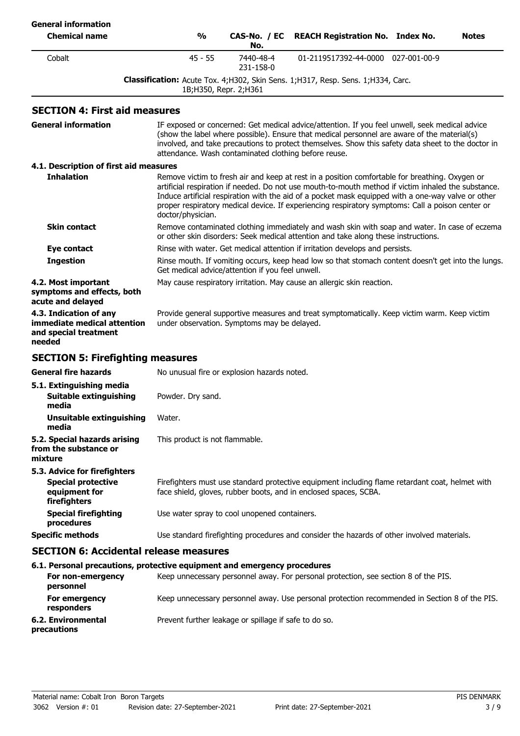**General information**

| Chemical name | % | CAS-No. / EC No. | REACH Registration No. | Index No. | Notes |
| --- | --- | --- | --- | --- | --- |
| Cobalt | 45 - 55 | 7440-48-4<br>231-158-0 | 01-2119517392-44-0000 | 027-001-00-9 | |
| | **Classification:** Acute Tox. 4;H302, Skin Sens. 1;H317, Resp. Sens. 1;H334, Carc. 1B;H350, Repr. 2;H361 | | | | |

## SECTION 4: First aid measures

**General information**
IF exposed or concerned: Get medical advice/attention. If you feel unwell, seek medical advice (show the label where possible). Ensure that medical personnel are aware of the material(s) involved, and take precautions to protect themselves. Show this safety data sheet to the doctor in attendance. Wash contaminated clothing before reuse.

### 4.1. Description of first aid measures

**Inhalation**
Remove victim to fresh air and keep at rest in a position comfortable for breathing. Oxygen or artificial respiration if needed. Do not use mouth-to-mouth method if victim inhaled the substance. Induce artificial respiration with the aid of a pocket mask equipped with a one-way valve or other proper respiratory medical device. If experiencing respiratory symptoms: Call a poison center or doctor/physician.

**Skin contact**
Remove contaminated clothing immediately and wash skin with soap and water. In case of eczema or other skin disorders: Seek medical attention and take along these instructions.

**Eye contact**
Rinse with water. Get medical attention if irritation develops and persists.

**Ingestion**
Rinse mouth. If vomiting occurs, keep head low so that stomach content doesn't get into the lungs. Get medical advice/attention if you feel unwell.

**4.2. Most important symptoms and effects, both acute and delayed**
May cause respiratory irritation. May cause an allergic skin reaction.

**4.3. Indication of any immediate medical attention and special treatment needed**
Provide general supportive measures and treat symptomatically. Keep victim warm. Keep victim under observation. Symptoms may be delayed.

## SECTION 5: Firefighting measures

**General fire hazards**
No unusual fire or explosion hazards noted.

### 5.1. Extinguishing media

**Suitable extinguishing media**
Powder. Dry sand.

**Unsuitable extinguishing media**
Water.

**5.2. Special hazards arising from the substance or mixture**
This product is not flammable.

### 5.3. Advice for firefighters

**Special protective equipment for firefighters**
Firefighters must use standard protective equipment including flame retardant coat, helmet with face shield, gloves, rubber boots, and in enclosed spaces, SCBA.

**Special firefighting procedures**
Use water spray to cool unopened containers.

**Specific methods**
Use standard firefighting procedures and consider the hazards of other involved materials.

## SECTION 6: Accidental release measures

### 6.1. Personal precautions, protective equipment and emergency procedures

**For non-emergency personnel**
Keep unnecessary personnel away. For personal protection, see section 8 of the PIS.

**For emergency responders**
Keep unnecessary personnel away. Use personal protection recommended in Section 8 of the PIS.

**6.2. Environmental precautions**
Prevent further leakage or spillage if safe to do so.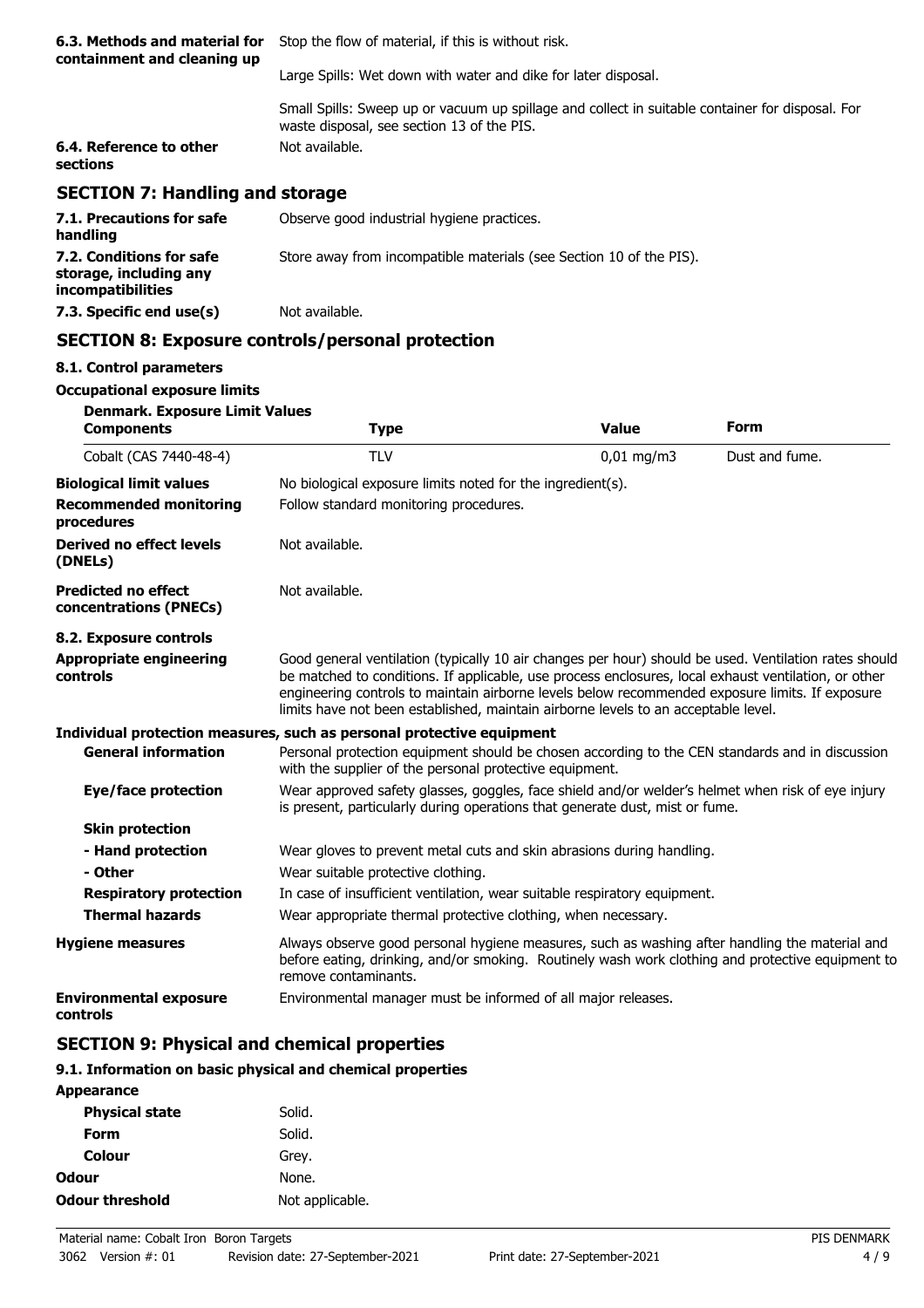**6.3. Methods and material for containment and cleaning up**

Stop the flow of material, if this is without risk.

Large Spills: Wet down with water and dike for later disposal.

Small Spills: Sweep up or vacuum up spillage and collect in suitable container for disposal. For waste disposal, see section 13 of the PIS.

**6.4. Reference to other sections** Not available.

## SECTION 7: Handling and storage

**7.1. Precautions for safe handling** Observe good industrial hygiene practices.

**7.2. Conditions for safe storage, including any incompatibilities** Store away from incompatible materials (see Section 10 of the PIS).

**7.3. Specific end use(s)** Not available.

## SECTION 8: Exposure controls/personal protection

### 8.1. Control parameters

**Occupational exposure limits**

**Denmark. Exposure Limit Values**

| Components | Type | Value | Form |
|---|---|---|---|
| Cobalt (CAS 7440-48-4) | TLV | 0,01 mg/m3 | Dust and fume. |

**Biological limit values** No biological exposure limits noted for the ingredient(s).

**Recommended monitoring procedures** Follow standard monitoring procedures.

**Derived no effect levels (DNELs)** Not available.

**Predicted no effect concentrations (PNECs)** Not available.

### 8.2. Exposure controls

**Appropriate engineering controls** Good general ventilation (typically 10 air changes per hour) should be used. Ventilation rates should be matched to conditions. If applicable, use process enclosures, local exhaust ventilation, or other engineering controls to maintain airborne levels below recommended exposure limits. If exposure limits have not been established, maintain airborne levels to an acceptable level.

**Individual protection measures, such as personal protective equipment**

**General information** Personal protection equipment should be chosen according to the CEN standards and in discussion with the supplier of the personal protective equipment.

**Eye/face protection** Wear approved safety glasses, goggles, face shield and/or welder's helmet when risk of eye injury is present, particularly during operations that generate dust, mist or fume.

**Skin protection**

**- Hand protection** Wear gloves to prevent metal cuts and skin abrasions during handling.

**- Other** Wear suitable protective clothing.

**Respiratory protection** In case of insufficient ventilation, wear suitable respiratory equipment.

**Thermal hazards** Wear appropriate thermal protective clothing, when necessary.

**Hygiene measures** Always observe good personal hygiene measures, such as washing after handling the material and before eating, drinking, and/or smoking. Routinely wash work clothing and protective equipment to remove contaminants.

**Environmental exposure controls** Environmental manager must be informed of all major releases.

## SECTION 9: Physical and chemical properties

### 9.1. Information on basic physical and chemical properties

**Appearance**

**Physical state** Solid.

**Form** Solid.

**Colour** Grey.

**Odour** None.

**Odour threshold** Not applicable.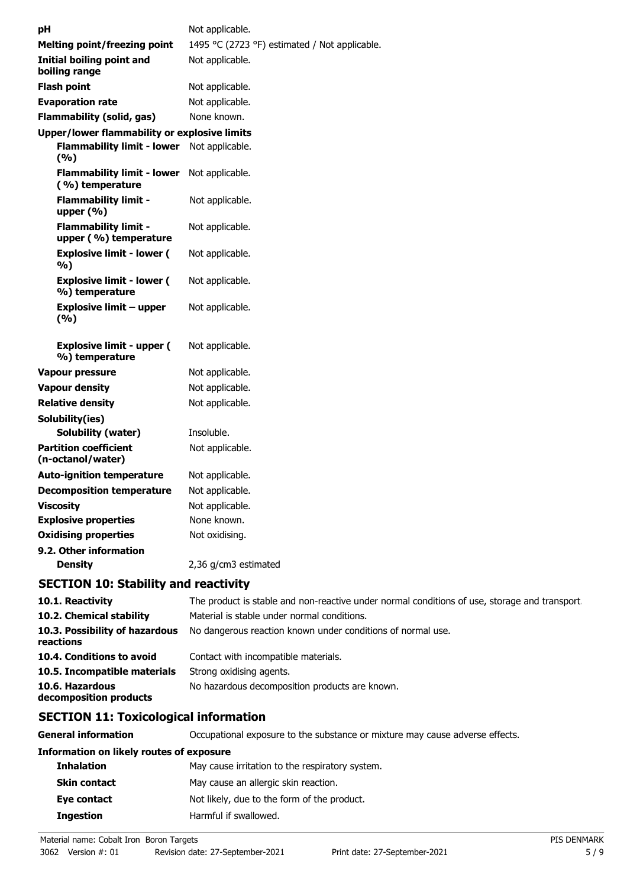| | |
|---|---|
| **pH** | Not applicable. |
| **Melting point/freezing point** | 1495 °C (2723 °F) estimated / Not applicable. |
| **Initial boiling point and boiling range** | Not applicable. |
| **Flash point** | Not applicable. |
| **Evaporation rate** | Not applicable. |
| **Flammability (solid, gas)** | None known. |
| **Upper/lower flammability or explosive limits** | |
| **Flammability limit - lower (%)** | Not applicable. |
| **Flammability limit - lower (%) temperature** | Not applicable. |
| **Flammability limit - upper (%)** | Not applicable. |
| **Flammability limit - upper (%) temperature** | Not applicable. |
| **Explosive limit - lower (%)** | Not applicable. |
| **Explosive limit - lower (%) temperature** | Not applicable. |
| **Explosive limit – upper (%)** | Not applicable. |
| **Explosive limit - upper (%) temperature** | Not applicable. |
| **Vapour pressure** | Not applicable. |
| **Vapour density** | Not applicable. |
| **Relative density** | Not applicable. |
| **Solubility(ies)** | |
| **Solubility (water)** | Insoluble. |
| **Partition coefficient (n-octanol/water)** | Not applicable. |
| **Auto-ignition temperature** | Not applicable. |
| **Decomposition temperature** | Not applicable. |
| **Viscosity** | Not applicable. |
| **Explosive properties** | None known. |
| **Oxidising properties** | Not oxidising. |
| **9.2. Other information** | |
| **Density** | 2,36 g/cm3 estimated |

## SECTION 10: Stability and reactivity

| | |
|---|---|
| **10.1. Reactivity** | The product is stable and non-reactive under normal conditions of use, storage and transport. |
| **10.2. Chemical stability** | Material is stable under normal conditions. |
| **10.3. Possibility of hazardous reactions** | No dangerous reaction known under conditions of normal use. |
| **10.4. Conditions to avoid** | Contact with incompatible materials. |
| **10.5. Incompatible materials** | Strong oxidising agents. |
| **10.6. Hazardous decomposition products** | No hazardous decomposition products are known. |

## SECTION 11: Toxicological information

| | |
|---|---|
| **General information** | Occupational exposure to the substance or mixture may cause adverse effects. |
| **Information on likely routes of exposure** | |
| **Inhalation** | May cause irritation to the respiratory system. |
| **Skin contact** | May cause an allergic skin reaction. |
| **Eye contact** | Not likely, due to the form of the product. |
| **Ingestion** | Harmful if swallowed. |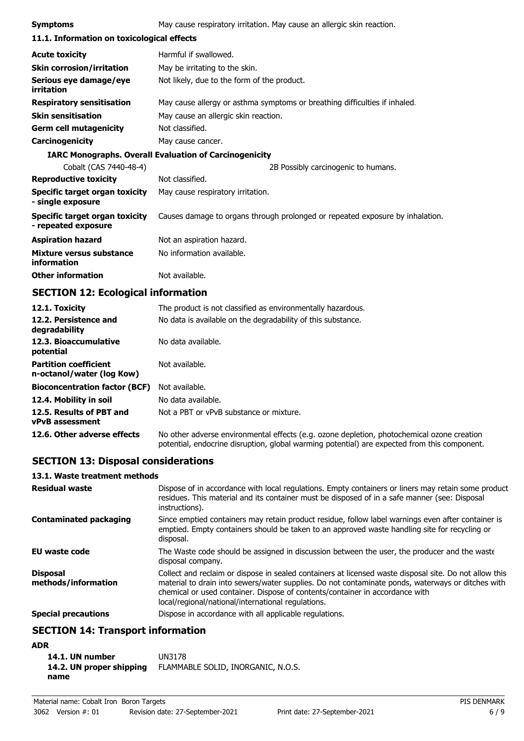| | |
|---|---|
| **Symptoms** | May cause respiratory irritation. May cause an allergic skin reaction. |

**11.1. Information on toxicological effects**

| | |
|---|---|
| **Acute toxicity** | Harmful if swallowed. |
| **Skin corrosion/irritation** | May be irritating to the skin. |
| **Serious eye damage/eye irritation** | Not likely, due to the form of the product. |
| **Respiratory sensitisation** | May cause allergy or asthma symptoms or breathing difficulties if inhaled. |
| **Skin sensitisation** | May cause an allergic skin reaction. |
| **Germ cell mutagenicity** | Not classified. |
| **Carcinogenicity** | May cause cancer. |

**IARC Monographs. Overall Evaluation of Carcinogenicity**

| | |
|---|---|
| Cobalt (CAS 7440-48-4) | 2B Possibly carcinogenic to humans. |
| **Reproductive toxicity** | Not classified. |
| **Specific target organ toxicity - single exposure** | May cause respiratory irritation. |
| **Specific target organ toxicity - repeated exposure** | Causes damage to organs through prolonged or repeated exposure by inhalation. |
| **Aspiration hazard** | Not an aspiration hazard. |
| **Mixture versus substance information** | No information available. |
| **Other information** | Not available. |

## SECTION 12: Ecological information

| | |
|---|---|
| **12.1. Toxicity** | The product is not classified as environmentally hazardous. |
| **12.2. Persistence and degradability** | No data is available on the degradability of this substance. |
| **12.3. Bioaccumulative potential** | No data available. |
| **Partition coefficient n-octanol/water (log Kow)** | Not available. |
| **Bioconcentration factor (BCF)** | Not available. |
| **12.4. Mobility in soil** | No data available. |
| **12.5. Results of PBT and vPvB assessment** | Not a PBT or vPvB substance or mixture. |
| **12.6. Other adverse effects** | No other adverse environmental effects (e.g. ozone depletion, photochemical ozone creation potential, endocrine disruption, global warming potential) are expected from this component. |

## SECTION 13: Disposal considerations

**13.1. Waste treatment methods**

| | |
|---|---|
| **Residual waste** | Dispose of in accordance with local regulations. Empty containers or liners may retain some product residues. This material and its container must be disposed of in a safe manner (see: Disposal instructions). |
| **Contaminated packaging** | Since emptied containers may retain product residue, follow label warnings even after container is emptied. Empty containers should be taken to an approved waste handling site for recycling or disposal. |
| **EU waste code** | The Waste code should be assigned in discussion between the user, the producer and the waste disposal company. |
| **Disposal methods/information** | Collect and reclaim or dispose in sealed containers at licensed waste disposal site. Do not allow this material to drain into sewers/water supplies. Do not contaminate ponds, waterways or ditches with chemical or used container. Dispose of contents/container in accordance with local/regional/national/international regulations. |
| **Special precautions** | Dispose in accordance with all applicable regulations. |

## SECTION 14: Transport information

**ADR**

| | |
|---|---|
| **14.1. UN number** | UN3178 |
| **14.2. UN proper shipping name** | FLAMMABLE SOLID, INORGANIC, N.O.S. |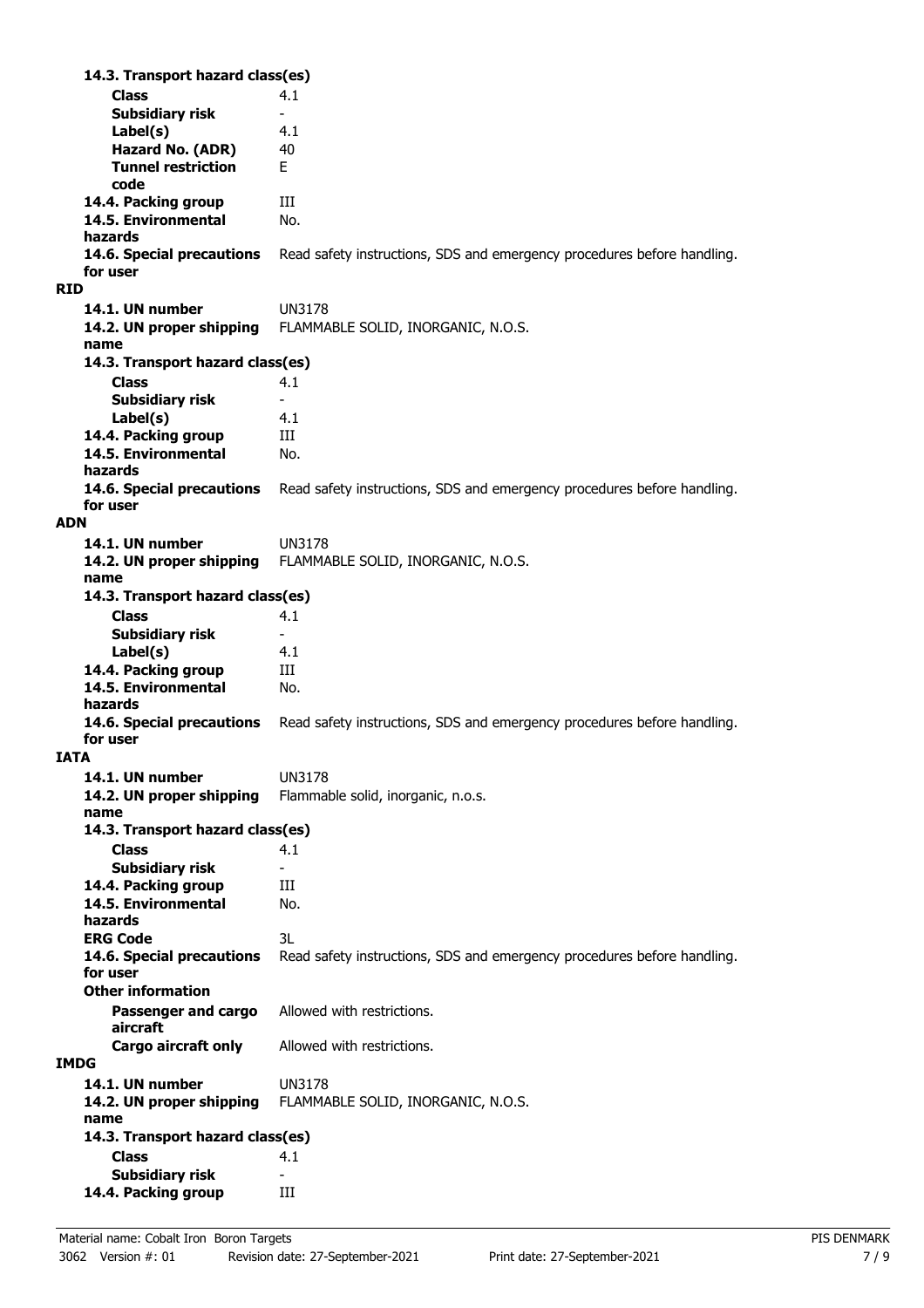**14.3. Transport hazard class(es)**

| | |
|---|---|
| **Class** | 4.1 |
| **Subsidiary risk** | - |
| **Label(s)** | 4.1 |
| **Hazard No. (ADR)** | 40 |
| **Tunnel restriction code** | E |
| **14.4. Packing group** | III |
| **14.5. Environmental hazards** | No. |
| **14.6. Special precautions for user** | Read safety instructions, SDS and emergency procedures before handling. |

**RID**

| | |
|---|---|
| **14.1. UN number** | UN3178 |
| **14.2. UN proper shipping name** | FLAMMABLE SOLID, INORGANIC, N.O.S. |
| **14.3. Transport hazard class(es)** | |
| **Class** | 4.1 |
| **Subsidiary risk** | - |
| **Label(s)** | 4.1 |
| **14.4. Packing group** | III |
| **14.5. Environmental hazards** | No. |
| **14.6. Special precautions for user** | Read safety instructions, SDS and emergency procedures before handling. |

**ADN**

| | |
|---|---|
| **14.1. UN number** | UN3178 |
| **14.2. UN proper shipping name** | FLAMMABLE SOLID, INORGANIC, N.O.S. |
| **14.3. Transport hazard class(es)** | |
| **Class** | 4.1 |
| **Subsidiary risk** | - |
| **Label(s)** | 4.1 |
| **14.4. Packing group** | III |
| **14.5. Environmental hazards** | No. |
| **14.6. Special precautions for user** | Read safety instructions, SDS and emergency procedures before handling. |

**IATA**

| | |
|---|---|
| **14.1. UN number** | UN3178 |
| **14.2. UN proper shipping name** | Flammable solid, inorganic, n.o.s. |
| **14.3. Transport hazard class(es)** | |
| **Class** | 4.1 |
| **Subsidiary risk** | - |
| **14.4. Packing group** | III |
| **14.5. Environmental hazards** | No. |
| **ERG Code** | 3L |
| **14.6. Special precautions for user** | Read safety instructions, SDS and emergency procedures before handling. |
| **Other information** | |
| **Passenger and cargo aircraft** | Allowed with restrictions. |
| **Cargo aircraft only** | Allowed with restrictions. |

**IMDG**

| | |
|---|---|
| **14.1. UN number** | UN3178 |
| **14.2. UN proper shipping name** | FLAMMABLE SOLID, INORGANIC, N.O.S. |
| **14.3. Transport hazard class(es)** | |
| **Class** | 4.1 |
| **Subsidiary risk** | - |
| **14.4. Packing group** | III |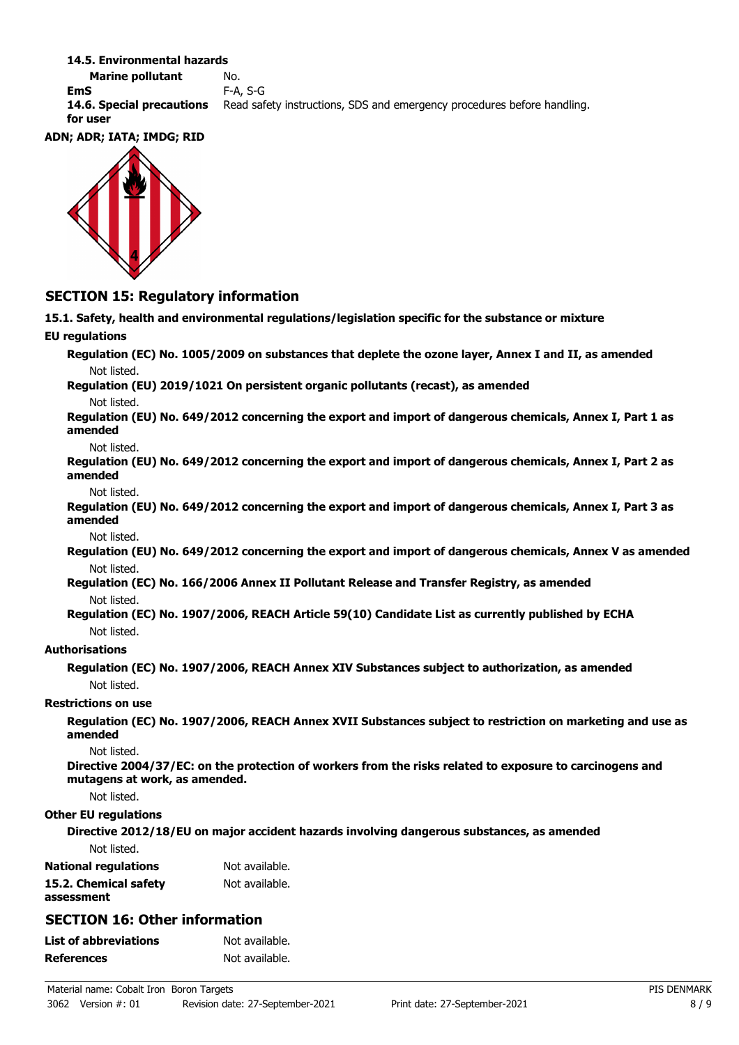**14.5. Environmental hazards**

**Marine pollutant** No.

**EmS** F-A, S-G

**14.6. Special precautions for user** Read safety instructions, SDS and emergency procedures before handling.

**ADN; ADR; IATA; IMDG; RID**

## SECTION 15: Regulatory information

**15.1. Safety, health and environmental regulations/legislation specific for the substance or mixture**

**EU regulations**

**Regulation (EC) No. 1005/2009 on substances that deplete the ozone layer, Annex I and II, as amended**

Not listed.

**Regulation (EU) 2019/1021 On persistent organic pollutants (recast), as amended**

Not listed.

**Regulation (EU) No. 649/2012 concerning the export and import of dangerous chemicals, Annex I, Part 1 as amended**

Not listed.

**Regulation (EU) No. 649/2012 concerning the export and import of dangerous chemicals, Annex I, Part 2 as amended**

Not listed.

**Regulation (EU) No. 649/2012 concerning the export and import of dangerous chemicals, Annex I, Part 3 as amended**

Not listed.

**Regulation (EU) No. 649/2012 concerning the export and import of dangerous chemicals, Annex V as amended**

Not listed.

**Regulation (EC) No. 166/2006 Annex II Pollutant Release and Transfer Registry, as amended**

Not listed.

**Regulation (EC) No. 1907/2006, REACH Article 59(10) Candidate List as currently published by ECHA**

Not listed.

**Authorisations**

**Regulation (EC) No. 1907/2006, REACH Annex XIV Substances subject to authorization, as amended**

Not listed.

**Restrictions on use**

**Regulation (EC) No. 1907/2006, REACH Annex XVII Substances subject to restriction on marketing and use as amended**

Not listed.

**Directive 2004/37/EC: on the protection of workers from the risks related to exposure to carcinogens and mutagens at work, as amended.**

Not listed.

**Other EU regulations**

**Directive 2012/18/EU on major accident hazards involving dangerous substances, as amended**

Not listed.

**National regulations** Not available.

**15.2. Chemical safety assessment** Not available.

## SECTION 16: Other information

**List of abbreviations** Not available.

**References** Not available.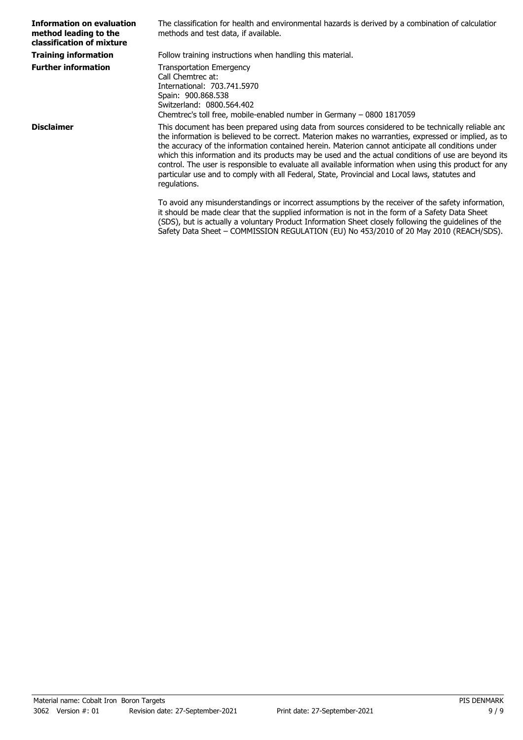**Information on evaluation method leading to the classification of mixture**

The classification for health and environmental hazards is derived by a combination of calculation methods and test data, if available.

**Training information**

Follow training instructions when handling this material.

**Further information**

Transportation Emergency
Call Chemtrec at:
International: 703.741.5970
Spain: 900.868.538
Switzerland: 0800.564.402
Chemtrec's toll free, mobile-enabled number in Germany – 0800 1817059

**Disclaimer**

This document has been prepared using data from sources considered to be technically reliable and the information is believed to be correct. Materion makes no warranties, expressed or implied, as to the accuracy of the information contained herein. Materion cannot anticipate all conditions under which this information and its products may be used and the actual conditions of use are beyond its control. The user is responsible to evaluate all available information when using this product for any particular use and to comply with all Federal, State, Provincial and Local laws, statutes and regulations.

To avoid any misunderstandings or incorrect assumptions by the receiver of the safety information, it should be made clear that the supplied information is not in the form of a Safety Data Sheet (SDS), but is actually a voluntary Product Information Sheet closely following the guidelines of the Safety Data Sheet – COMMISSION REGULATION (EU) No 453/2010 of 20 May 2010 (REACH/SDS).